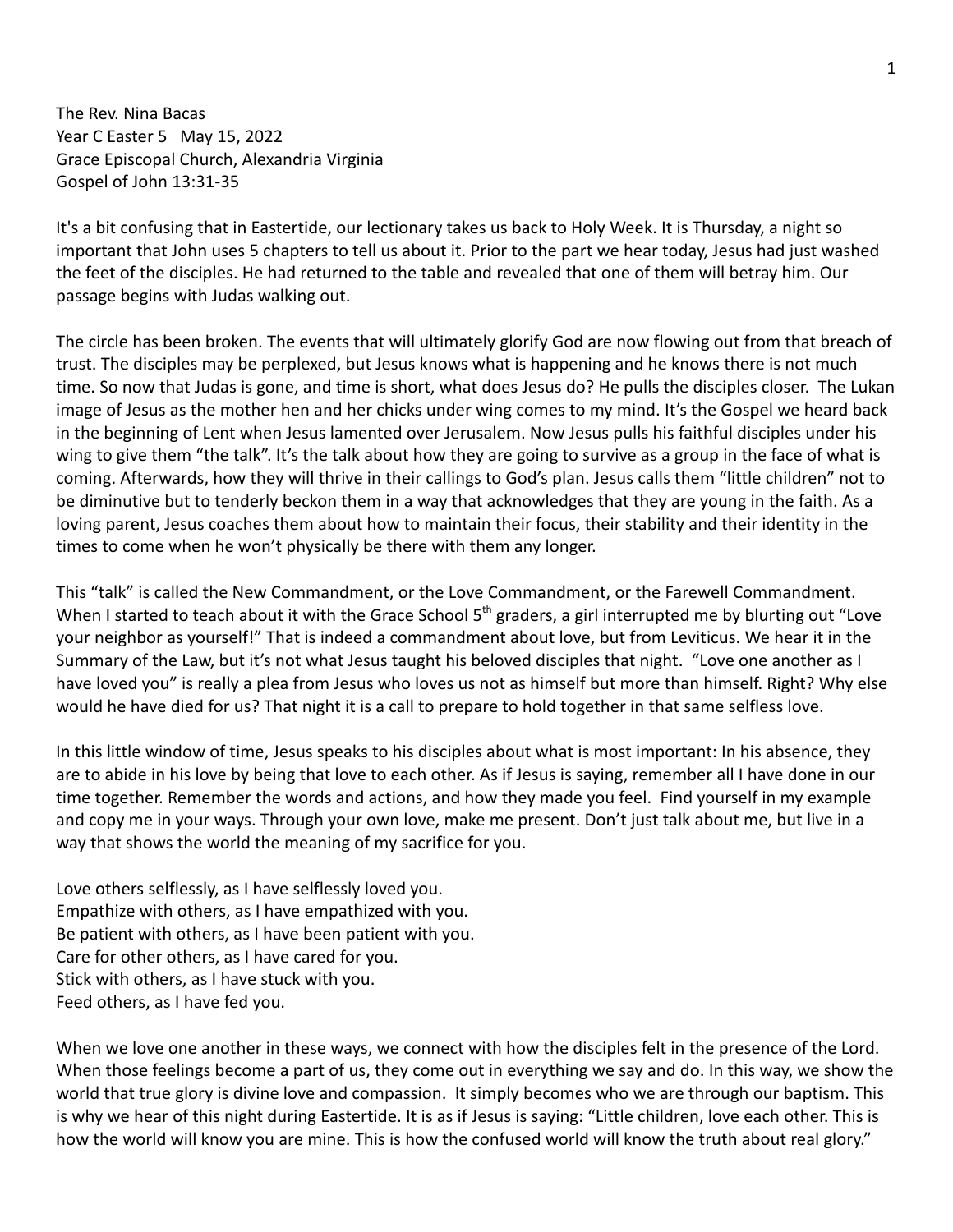The Rev. Nina Bacas
Year C Easter 5 May 15, 2022
Grace Episcopal Church, Alexandria Virginia
Gospel of John 13:31-35

It's a bit confusing that in Eastertide, our lectionary takes us back to Holy Week. It is Thursday, a night so important that John uses 5 chapters to tell us about it. Prior to the part we hear today, Jesus had just washed the feet of the disciples. He had returned to the table and revealed that one of them will betray him. Our passage begins with Judas walking out.

The circle has been broken. The events that will ultimately glorify God are now flowing out from that breach of trust. The disciples may be perplexed, but Jesus knows what is happening and he knows there is not much time. So now that Judas is gone, and time is short, what does Jesus do? He pulls the disciples closer. The Lukan image of Jesus as the mother hen and her chicks under wing comes to my mind. It's the Gospel we heard back in the beginning of Lent when Jesus lamented over Jerusalem. Now Jesus pulls his faithful disciples under his wing to give them "the talk". It's the talk about how they are going to survive as a group in the face of what is coming. Afterwards, how they will thrive in their callings to God's plan. Jesus calls them "little children" not to be diminutive but to tenderly beckon them in a way that acknowledges that they are young in the faith. As a loving parent, Jesus coaches them about how to maintain their focus, their stability and their identity in the times to come when he won't physically be there with them any longer.

This "talk" is called the New Commandment, or the Love Commandment, or the Farewell Commandment. When I started to teach about it with the Grace School 5th graders, a girl interrupted me by blurting out "Love your neighbor as yourself!" That is indeed a commandment about love, but from Leviticus. We hear it in the Summary of the Law, but it's not what Jesus taught his beloved disciples that night. "Love one another as I have loved you" is really a plea from Jesus who loves us not as himself but more than himself. Right? Why else would he have died for us? That night it is a call to prepare to hold together in that same selfless love.

In this little window of time, Jesus speaks to his disciples about what is most important: In his absence, they are to abide in his love by being that love to each other. As if Jesus is saying, remember all I have done in our time together. Remember the words and actions, and how they made you feel. Find yourself in my example and copy me in your ways. Through your own love, make me present. Don't just talk about me, but live in a way that shows the world the meaning of my sacrifice for you.

Love others selflessly, as I have selflessly loved you.
Empathize with others, as I have empathized with you.
Be patient with others, as I have been patient with you.
Care for other others, as I have cared for you.
Stick with others, as I have stuck with you.
Feed others, as I have fed you.

When we love one another in these ways, we connect with how the disciples felt in the presence of the Lord. When those feelings become a part of us, they come out in everything we say and do. In this way, we show the world that true glory is divine love and compassion. It simply becomes who we are through our baptism. This is why we hear of this night during Eastertide. It is as if Jesus is saying: "Little children, love each other. This is how the world will know you are mine. This is how the confused world will know the truth about real glory."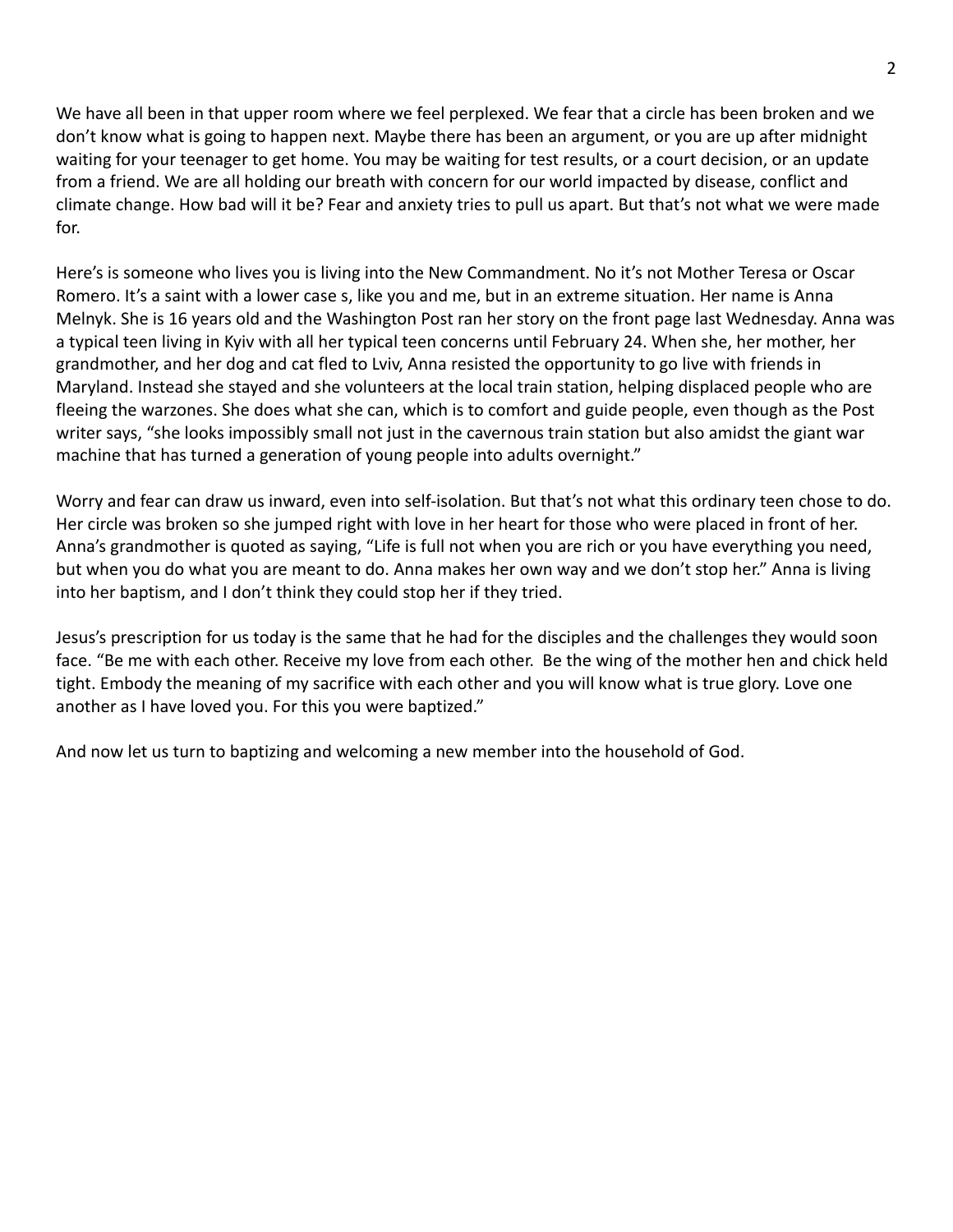We have all been in that upper room where we feel perplexed. We fear that a circle has been broken and we don't know what is going to happen next. Maybe there has been an argument, or you are up after midnight waiting for your teenager to get home. You may be waiting for test results, or a court decision, or an update from a friend. We are all holding our breath with concern for our world impacted by disease, conflict and climate change. How bad will it be? Fear and anxiety tries to pull us apart. But that's not what we were made for.

Here's is someone who lives you is living into the New Commandment. No it's not Mother Teresa or Oscar Romero. It's a saint with a lower case s, like you and me, but in an extreme situation. Her name is Anna Melnyk. She is 16 years old and the Washington Post ran her story on the front page last Wednesday. Anna was a typical teen living in Kyiv with all her typical teen concerns until February 24. When she, her mother, her grandmother, and her dog and cat fled to Lviv, Anna resisted the opportunity to go live with friends in Maryland. Instead she stayed and she volunteers at the local train station, helping displaced people who are fleeing the warzones. She does what she can, which is to comfort and guide people, even though as the Post writer says, "she looks impossibly small not just in the cavernous train station but also amidst the giant war machine that has turned a generation of young people into adults overnight."

Worry and fear can draw us inward, even into self-isolation. But that's not what this ordinary teen chose to do. Her circle was broken so she jumped right with love in her heart for those who were placed in front of her. Anna's grandmother is quoted as saying, "Life is full not when you are rich or you have everything you need, but when you do what you are meant to do. Anna makes her own way and we don't stop her." Anna is living into her baptism, and I don't think they could stop her if they tried.

Jesus's prescription for us today is the same that he had for the disciples and the challenges they would soon face. "Be me with each other. Receive my love from each other. Be the wing of the mother hen and chick held tight. Embody the meaning of my sacrifice with each other and you will know what is true glory. Love one another as I have loved you. For this you were baptized."

And now let us turn to baptizing and welcoming a new member into the household of God.